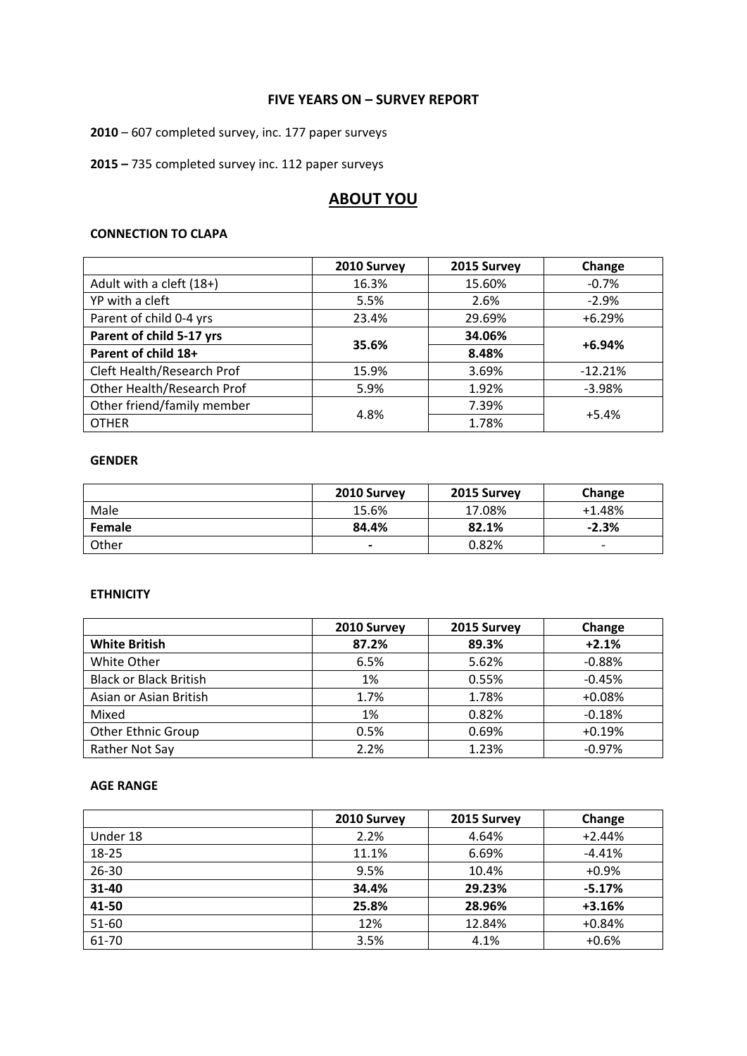**FIVE YEARS ON – SURVEY REPORT**

**2010** – 607 completed survey, inc. 177 paper surveys

**2015 –** 735 completed survey inc. 112 paper surveys

## ABOUT YOU

### CONNECTION TO CLAPA

| | 2010 Survey | 2015 Survey | Change |
|---|---|---|---|
| Adult with a cleft (18+) | 16.3% | 15.60% | -0.7% |
| YP with a cleft | 5.5% | 2.6% | -2.9% |
| Parent of child 0-4 yrs | 23.4% | 29.69% | +6.29% |
| **Parent of child 5-17 yrs** | **35.6%** | **34.06%** | **+6.94%** |
| **Parent of child 18+** | | **8.48%** | |
| Cleft Health/Research Prof | 15.9% | 3.69% | -12.21% |
| Other Health/Research Prof | 5.9% | 1.92% | -3.98% |
| Other friend/family member | 4.8% | 7.39% | +5.4% |
| OTHER | | 1.78% | |

### GENDER

| | 2010 Survey | 2015 Survey | Change |
|---|---|---|---|
| Male | 15.6% | 17.08% | +1.48% |
| **Female** | **84.4%** | **82.1%** | **-2.3%** |
| Other | **-** | 0.82% | - |

### ETHNICITY

| | 2010 Survey | 2015 Survey | Change |
|---|---|---|---|
| **White British** | **87.2%** | **89.3%** | **+2.1%** |
| White Other | 6.5% | 5.62% | -0.88% |
| Black or Black British | 1% | 0.55% | -0.45% |
| Asian or Asian British | 1.7% | 1.78% | +0.08% |
| Mixed | 1% | 0.82% | -0.18% |
| Other Ethnic Group | 0.5% | 0.69% | +0.19% |
| Rather Not Say | 2.2% | 1.23% | -0.97% |

### AGE RANGE

| | 2010 Survey | 2015 Survey | Change |
|---|---|---|---|
| Under 18 | 2.2% | 4.64% | +2.44% |
| 18-25 | 11.1% | 6.69% | -4.41% |
| 26-30 | 9.5% | 10.4% | +0.9% |
| **31-40** | **34.4%** | **29.23%** | **-5.17%** |
| **41-50** | **25.8%** | **28.96%** | **+3.16%** |
| 51-60 | 12% | 12.84% | +0.84% |
| 61-70 | 3.5% | 4.1% | +0.6% |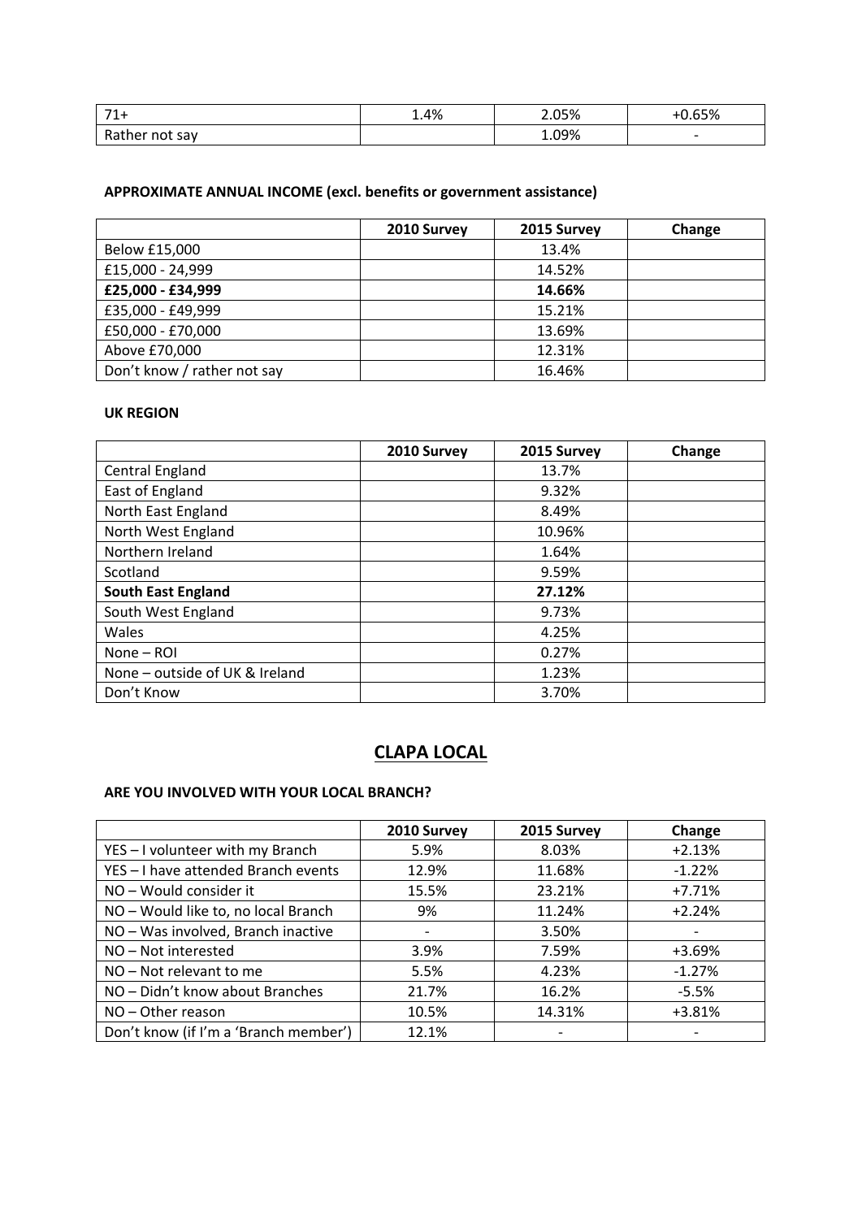| 71+ | 1.4% | 2.05% | +0.65% |
|---|---|---|---|
| Rather not say | | 1.09% | - |

**APPROXIMATE ANNUAL INCOME (excl. benefits or government assistance)**

| | 2010 Survey | 2015 Survey | Change |
|---|---|---|---|
| Below £15,000 | | 13.4% | |
| £15,000 - 24,999 | | 14.52% | |
| **£25,000 - £34,999** | | **14.66%** | |
| £35,000 - £49,999 | | 15.21% | |
| £50,000 - £70,000 | | 13.69% | |
| Above £70,000 | | 12.31% | |
| Don't know / rather not say | | 16.46% | |

**UK REGION**

| | 2010 Survey | 2015 Survey | Change |
|---|---|---|---|
| Central England | | 13.7% | |
| East of England | | 9.32% | |
| North East England | | 8.49% | |
| North West England | | 10.96% | |
| Northern Ireland | | 1.64% | |
| Scotland | | 9.59% | |
| **South East England** | | **27.12%** | |
| South West England | | 9.73% | |
| Wales | | 4.25% | |
| None – ROI | | 0.27% | |
| None – outside of UK & Ireland | | 1.23% | |
| Don't Know | | 3.70% | |

## CLAPA LOCAL

**ARE YOU INVOLVED WITH YOUR LOCAL BRANCH?**

| | 2010 Survey | 2015 Survey | Change |
|---|---|---|---|
| YES – I volunteer with my Branch | 5.9% | 8.03% | +2.13% |
| YES – I have attended Branch events | 12.9% | 11.68% | -1.22% |
| NO – Would consider it | 15.5% | 23.21% | +7.71% |
| NO – Would like to, no local Branch | 9% | 11.24% | +2.24% |
| NO – Was involved, Branch inactive | - | 3.50% | - |
| NO – Not interested | 3.9% | 7.59% | +3.69% |
| NO – Not relevant to me | 5.5% | 4.23% | -1.27% |
| NO – Didn't know about Branches | 21.7% | 16.2% | -5.5% |
| NO – Other reason | 10.5% | 14.31% | +3.81% |
| Don't know (if I'm a 'Branch member') | 12.1% | - | - |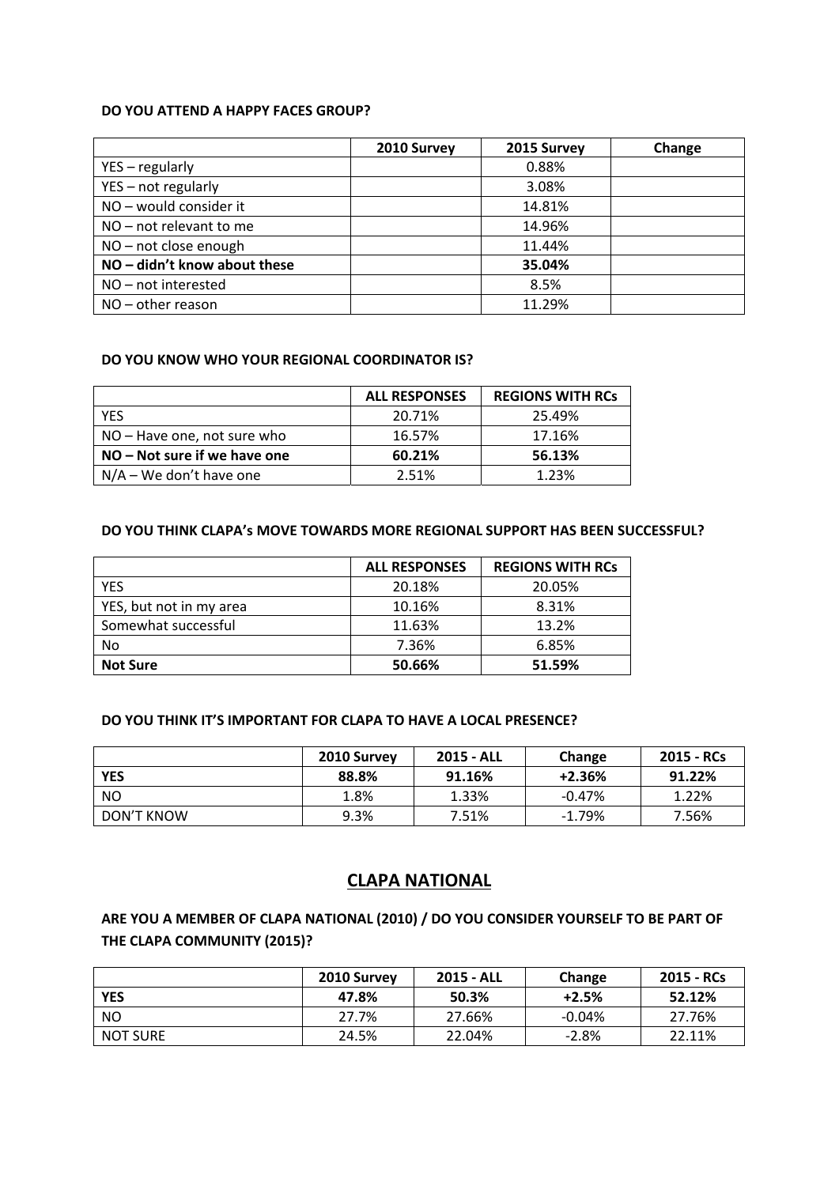**DO YOU ATTEND A HAPPY FACES GROUP?**

| | 2010 Survey | 2015 Survey | Change |
|---|---|---|---|
| YES – regularly | | 0.88% | |
| YES – not regularly | | 3.08% | |
| NO – would consider it | | 14.81% | |
| NO – not relevant to me | | 14.96% | |
| NO – not close enough | | 11.44% | |
| **NO – didn't know about these** | | **35.04%** | |
| NO – not interested | | 8.5% | |
| NO – other reason | | 11.29% | |

**DO YOU KNOW WHO YOUR REGIONAL COORDINATOR IS?**

| | ALL RESPONSES | REGIONS WITH RCs |
|---|---|---|
| YES | 20.71% | 25.49% |
| NO – Have one, not sure who | 16.57% | 17.16% |
| **NO – Not sure if we have one** | **60.21%** | **56.13%** |
| N/A – We don't have one | 2.51% | 1.23% |

**DO YOU THINK CLAPA's MOVE TOWARDS MORE REGIONAL SUPPORT HAS BEEN SUCCESSFUL?**

| | ALL RESPONSES | REGIONS WITH RCs |
|---|---|---|
| YES | 20.18% | 20.05% |
| YES, but not in my area | 10.16% | 8.31% |
| Somewhat successful | 11.63% | 13.2% |
| No | 7.36% | 6.85% |
| **Not Sure** | **50.66%** | **51.59%** |

**DO YOU THINK IT'S IMPORTANT FOR CLAPA TO HAVE A LOCAL PRESENCE?**

| | 2010 Survey | 2015 - ALL | Change | 2015 - RCs |
|---|---|---|---|---|
| **YES** | **88.8%** | **91.16%** | **+2.36%** | **91.22%** |
| NO | 1.8% | 1.33% | -0.47% | 1.22% |
| DON'T KNOW | 9.3% | 7.51% | -1.79% | 7.56% |

## CLAPA NATIONAL

**ARE YOU A MEMBER OF CLAPA NATIONAL (2010) / DO YOU CONSIDER YOURSELF TO BE PART OF THE CLAPA COMMUNITY (2015)?**

| | 2010 Survey | 2015 - ALL | Change | 2015 - RCs |
|---|---|---|---|---|
| **YES** | **47.8%** | **50.3%** | **+2.5%** | **52.12%** |
| NO | 27.7% | 27.66% | -0.04% | 27.76% |
| NOT SURE | 24.5% | 22.04% | -2.8% | 22.11% |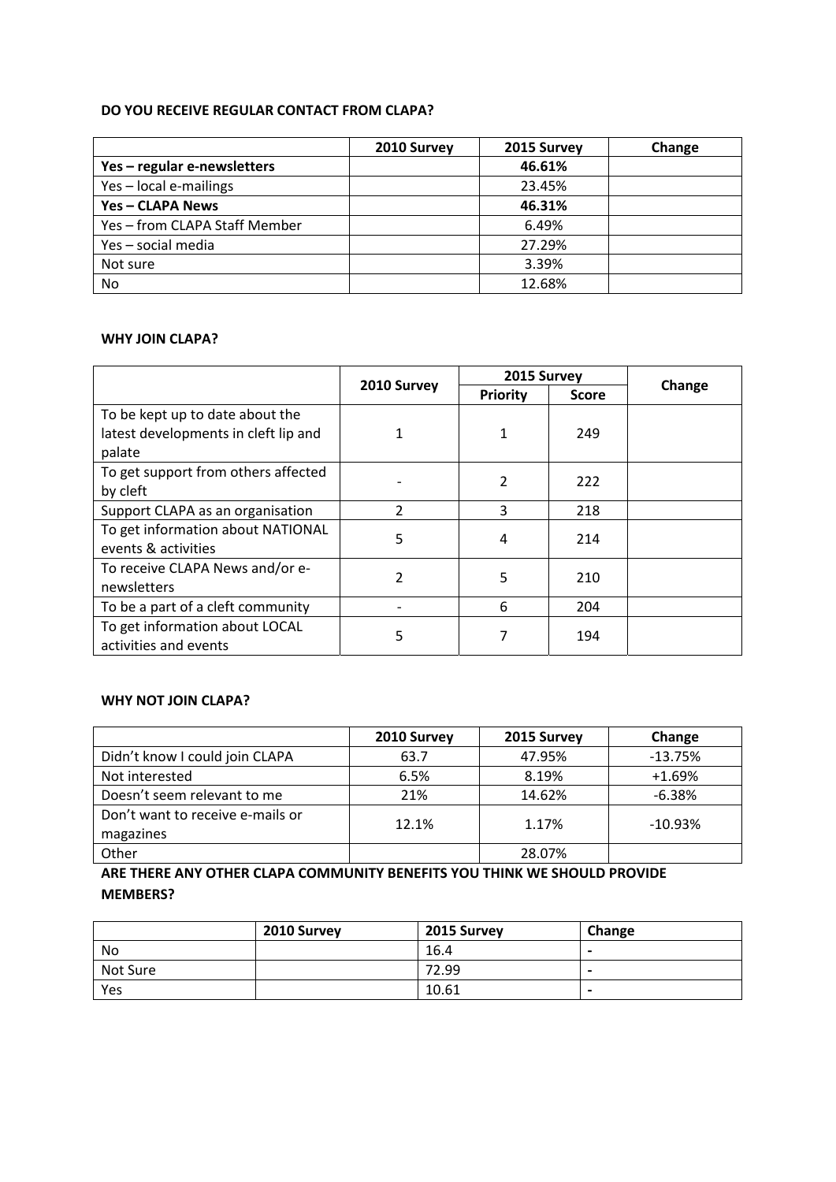**DO YOU RECEIVE REGULAR CONTACT FROM CLAPA?**

| | 2010 Survey | 2015 Survey | Change |
|---|---|---|---|
| **Yes – regular e-newsletters** | | **46.61%** | |
| Yes – local e-mailings | | 23.45% | |
| **Yes – CLAPA News** | | **46.31%** | |
| Yes – from CLAPA Staff Member | | 6.49% | |
| Yes – social media | | 27.29% | |
| Not sure | | 3.39% | |
| No | | 12.68% | |

**WHY JOIN CLAPA?**

| | 2010 Survey | 2015 Survey | | Change |
|---|---|---|---|---|
| | | Priority | Score | |
| To be kept up to date about the latest developments in cleft lip and palate | 1 | 1 | 249 | |
| To get support from others affected by cleft | - | 2 | 222 | |
| Support CLAPA as an organisation | 2 | 3 | 218 | |
| To get information about NATIONAL events & activities | 5 | 4 | 214 | |
| To receive CLAPA News and/or e-newsletters | 2 | 5 | 210 | |
| To be a part of a cleft community | - | 6 | 204 | |
| To get information about LOCAL activities and events | 5 | 7 | 194 | |

**WHY NOT JOIN CLAPA?**

| | 2010 Survey | 2015 Survey | Change |
|---|---|---|---|
| Didn't know I could join CLAPA | 63.7 | 47.95% | -13.75% |
| Not interested | 6.5% | 8.19% | +1.69% |
| Doesn't seem relevant to me | 21% | 14.62% | -6.38% |
| Don't want to receive e-mails or magazines | 12.1% | 1.17% | -10.93% |
| Other | | 28.07% | |

**ARE THERE ANY OTHER CLAPA COMMUNITY BENEFITS YOU THINK WE SHOULD PROVIDE MEMBERS?**

| | 2010 Survey | 2015 Survey | Change |
|---|---|---|---|
| No | | 16.4 | - |
| Not Sure | | 72.99 | - |
| Yes | | 10.61 | - |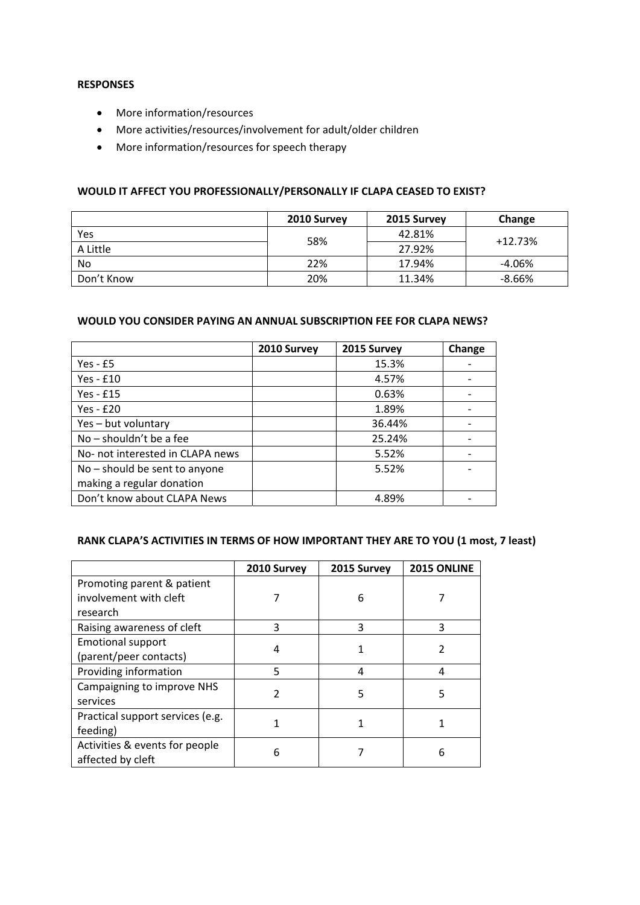**RESPONSES**

- More information/resources
- More activities/resources/involvement for adult/older children
- More information/resources for speech therapy

**WOULD IT AFFECT YOU PROFESSIONALLY/PERSONALLY IF CLAPA CEASED TO EXIST?**

| | 2010 Survey | 2015 Survey | Change |
|---|---|---|---|
| Yes | 58% | 42.81% | +12.73% |
| A Little | | 27.92% | |
| No | 22% | 17.94% | -4.06% |
| Don't Know | 20% | 11.34% | -8.66% |

**WOULD YOU CONSIDER PAYING AN ANNUAL SUBSCRIPTION FEE FOR CLAPA NEWS?**

| | 2010 Survey | 2015 Survey | Change |
|---|---|---|---|
| Yes - £5 | | 15.3% | - |
| Yes - £10 | | 4.57% | - |
| Yes - £15 | | 0.63% | - |
| Yes - £20 | | 1.89% | - |
| Yes – but voluntary | | 36.44% | - |
| No – shouldn't be a fee | | 25.24% | - |
| No- not interested in CLAPA news | | 5.52% | - |
| No – should be sent to anyone making a regular donation | | 5.52% | - |
| Don't know about CLAPA News | | 4.89% | - |

**RANK CLAPA'S ACTIVITIES IN TERMS OF HOW IMPORTANT THEY ARE TO YOU (1 most, 7 least)**

| | 2010 Survey | 2015 Survey | 2015 ONLINE |
|---|---|---|---|
| Promoting parent & patient involvement with cleft research | 7 | 6 | 7 |
| Raising awareness of cleft | 3 | 3 | 3 |
| Emotional support (parent/peer contacts) | 4 | 1 | 2 |
| Providing information | 5 | 4 | 4 |
| Campaigning to improve NHS services | 2 | 5 | 5 |
| Practical support services (e.g. feeding) | 1 | 1 | 1 |
| Activities & events for people affected by cleft | 6 | 7 | 6 |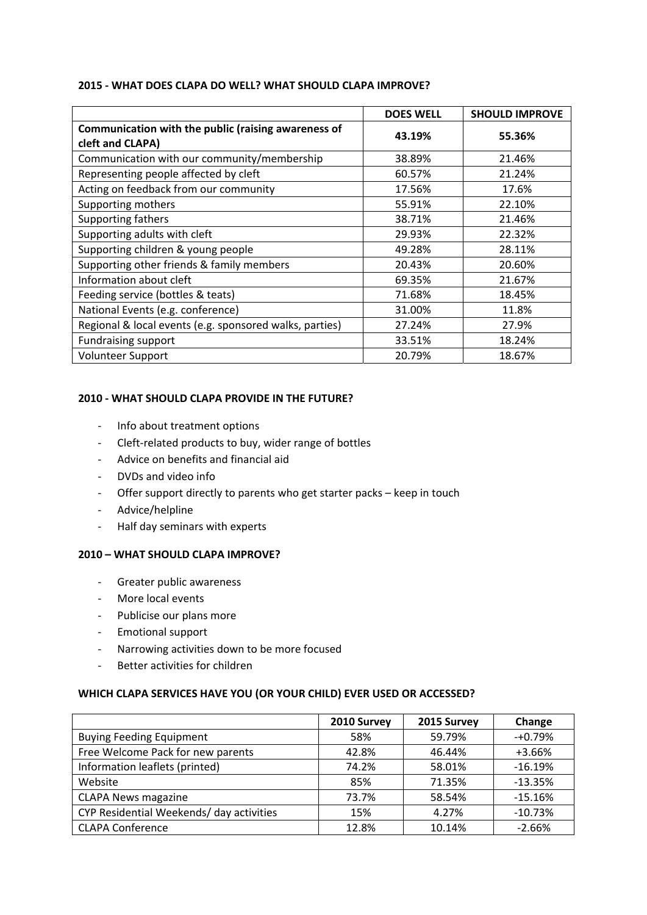### 2015 - WHAT DOES CLAPA DO WELL? WHAT SHOULD CLAPA IMPROVE?

| | DOES WELL | SHOULD IMPROVE |
|---|---|---|
| **Communication with the public (raising awareness of cleft and CLAPA)** | **43.19%** | **55.36%** |
| Communication with our community/membership | 38.89% | 21.46% |
| Representing people affected by cleft | 60.57% | 21.24% |
| Acting on feedback from our community | 17.56% | 17.6% |
| Supporting mothers | 55.91% | 22.10% |
| Supporting fathers | 38.71% | 21.46% |
| Supporting adults with cleft | 29.93% | 22.32% |
| Supporting children & young people | 49.28% | 28.11% |
| Supporting other friends & family members | 20.43% | 20.60% |
| Information about cleft | 69.35% | 21.67% |
| Feeding service (bottles & teats) | 71.68% | 18.45% |
| National Events (e.g. conference) | 31.00% | 11.8% |
| Regional & local events (e.g. sponsored walks, parties) | 27.24% | 27.9% |
| Fundraising support | 33.51% | 18.24% |
| Volunteer Support | 20.79% | 18.67% |

### 2010 - WHAT SHOULD CLAPA PROVIDE IN THE FUTURE?

- Info about treatment options
- Cleft-related products to buy, wider range of bottles
- Advice on benefits and financial aid
- DVDs and video info
- Offer support directly to parents who get starter packs – keep in touch
- Advice/helpline
- Half day seminars with experts

### 2010 – WHAT SHOULD CLAPA IMPROVE?

- Greater public awareness
- More local events
- Publicise our plans more
- Emotional support
- Narrowing activities down to be more focused
- Better activities for children

### WHICH CLAPA SERVICES HAVE YOU (OR YOUR CHILD) EVER USED OR ACCESSED?

| | 2010 Survey | 2015 Survey | Change |
|---|---|---|---|
| Buying Feeding Equipment | 58% | 59.79% | -+0.79% |
| Free Welcome Pack for new parents | 42.8% | 46.44% | +3.66% |
| Information leaflets (printed) | 74.2% | 58.01% | -16.19% |
| Website | 85% | 71.35% | -13.35% |
| CLAPA News magazine | 73.7% | 58.54% | -15.16% |
| CYP Residential Weekends/ day activities | 15% | 4.27% | -10.73% |
| CLAPA Conference | 12.8% | 10.14% | -2.66% |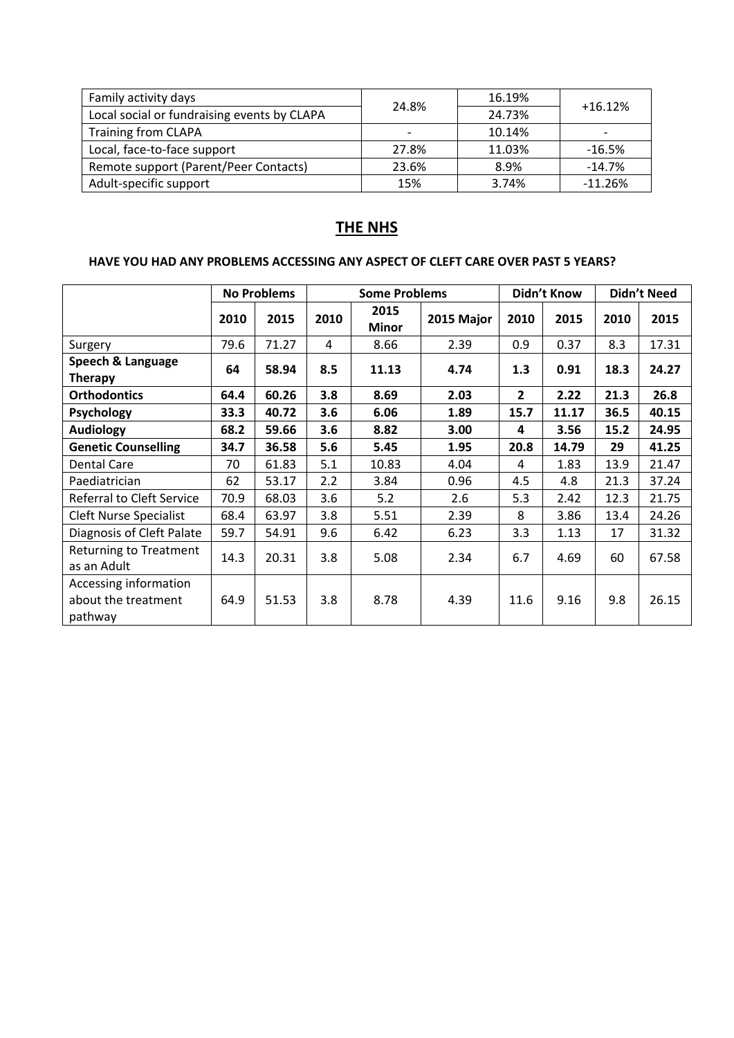| | | | |
|---|---|---|---|
| Family activity days | 24.8% | 16.19% | +16.12% |
| Local social or fundraising events by CLAPA | | 24.73% | |
| Training from CLAPA | - | 10.14% | - |
| Local, face-to-face support | 27.8% | 11.03% | -16.5% |
| Remote support (Parent/Peer Contacts) | 23.6% | 8.9% | -14.7% |
| Adult-specific support | 15% | 3.74% | -11.26% |

## THE NHS

### HAVE YOU HAD ANY PROBLEMS ACCESSING ANY ASPECT OF CLEFT CARE OVER PAST 5 YEARS?

| | No Problems | | Some Problems | | | Didn't Know | | Didn't Need | |
|---|---|---|---|---|---|---|---|---|---|
| | 2010 | 2015 | 2010 | 2015 Minor | 2015 Major | 2010 | 2015 | 2010 | 2015 |
| Surgery | 79.6 | 71.27 | 4 | 8.66 | 2.39 | 0.9 | 0.37 | 8.3 | 17.31 |
| **Speech & Language Therapy** | **64** | **58.94** | **8.5** | **11.13** | **4.74** | **1.3** | **0.91** | **18.3** | **24.27** |
| **Orthodontics** | **64.4** | **60.26** | **3.8** | **8.69** | **2.03** | **2** | **2.22** | **21.3** | **26.8** |
| **Psychology** | **33.3** | **40.72** | **3.6** | **6.06** | **1.89** | **15.7** | **11.17** | **36.5** | **40.15** |
| **Audiology** | **68.2** | **59.66** | **3.6** | **8.82** | **3.00** | **4** | **3.56** | **15.2** | **24.95** |
| **Genetic Counselling** | **34.7** | **36.58** | **5.6** | **5.45** | **1.95** | **20.8** | **14.79** | **29** | **41.25** |
| Dental Care | 70 | 61.83 | 5.1 | 10.83 | 4.04 | 4 | 1.83 | 13.9 | 21.47 |
| Paediatrician | 62 | 53.17 | 2.2 | 3.84 | 0.96 | 4.5 | 4.8 | 21.3 | 37.24 |
| Referral to Cleft Service | 70.9 | 68.03 | 3.6 | 5.2 | 2.6 | 5.3 | 2.42 | 12.3 | 21.75 |
| Cleft Nurse Specialist | 68.4 | 63.97 | 3.8 | 5.51 | 2.39 | 8 | 3.86 | 13.4 | 24.26 |
| Diagnosis of Cleft Palate | 59.7 | 54.91 | 9.6 | 6.42 | 6.23 | 3.3 | 1.13 | 17 | 31.32 |
| Returning to Treatment as an Adult | 14.3 | 20.31 | 3.8 | 5.08 | 2.34 | 6.7 | 4.69 | 60 | 67.58 |
| Accessing information about the treatment pathway | 64.9 | 51.53 | 3.8 | 8.78 | 4.39 | 11.6 | 9.16 | 9.8 | 26.15 |